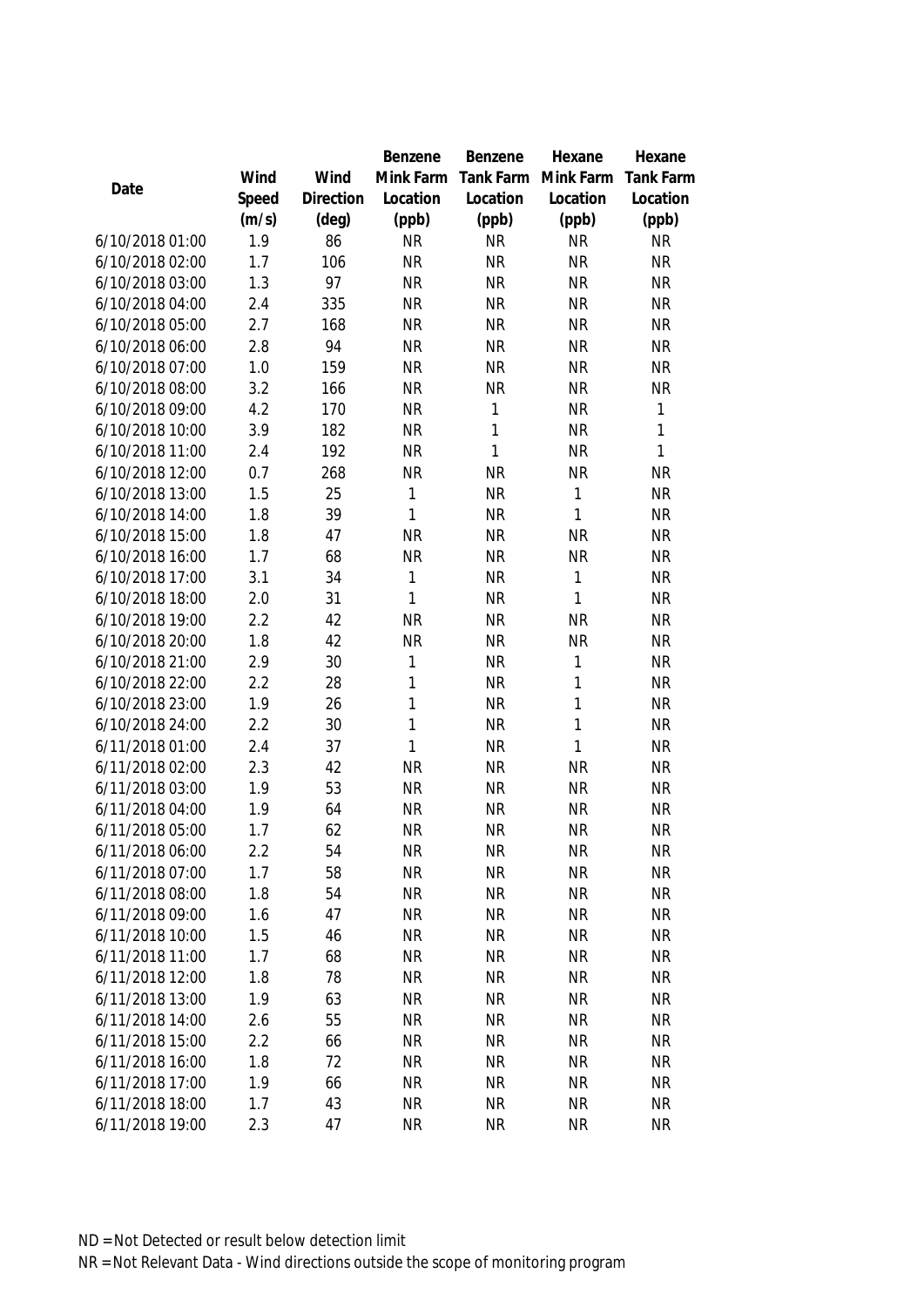| Date | Wind Speed (m/s) | Wind Direction (deg) | Benzene Mink Farm Location (ppb) | Benzene Tank Farm Location (ppb) | Hexane Mink Farm Location (ppb) | Hexane Tank Farm Location (ppb) |
|---|---|---|---|---|---|---|
| 6/10/2018 01:00 | 1.9 | 86 | NR | NR | NR | NR |
| 6/10/2018 02:00 | 1.7 | 106 | NR | NR | NR | NR |
| 6/10/2018 03:00 | 1.3 | 97 | NR | NR | NR | NR |
| 6/10/2018 04:00 | 2.4 | 335 | NR | NR | NR | NR |
| 6/10/2018 05:00 | 2.7 | 168 | NR | NR | NR | NR |
| 6/10/2018 06:00 | 2.8 | 94 | NR | NR | NR | NR |
| 6/10/2018 07:00 | 1.0 | 159 | NR | NR | NR | NR |
| 6/10/2018 08:00 | 3.2 | 166 | NR | NR | NR | NR |
| 6/10/2018 09:00 | 4.2 | 170 | NR | 1 | NR | 1 |
| 6/10/2018 10:00 | 3.9 | 182 | NR | 1 | NR | 1 |
| 6/10/2018 11:00 | 2.4 | 192 | NR | 1 | NR | 1 |
| 6/10/2018 12:00 | 0.7 | 268 | NR | NR | NR | NR |
| 6/10/2018 13:00 | 1.5 | 25 | 1 | NR | 1 | NR |
| 6/10/2018 14:00 | 1.8 | 39 | 1 | NR | 1 | NR |
| 6/10/2018 15:00 | 1.8 | 47 | NR | NR | NR | NR |
| 6/10/2018 16:00 | 1.7 | 68 | NR | NR | NR | NR |
| 6/10/2018 17:00 | 3.1 | 34 | 1 | NR | 1 | NR |
| 6/10/2018 18:00 | 2.0 | 31 | 1 | NR | 1 | NR |
| 6/10/2018 19:00 | 2.2 | 42 | NR | NR | NR | NR |
| 6/10/2018 20:00 | 1.8 | 42 | NR | NR | NR | NR |
| 6/10/2018 21:00 | 2.9 | 30 | 1 | NR | 1 | NR |
| 6/10/2018 22:00 | 2.2 | 28 | 1 | NR | 1 | NR |
| 6/10/2018 23:00 | 1.9 | 26 | 1 | NR | 1 | NR |
| 6/10/2018 24:00 | 2.2 | 30 | 1 | NR | 1 | NR |
| 6/11/2018 01:00 | 2.4 | 37 | 1 | NR | 1 | NR |
| 6/11/2018 02:00 | 2.3 | 42 | NR | NR | NR | NR |
| 6/11/2018 03:00 | 1.9 | 53 | NR | NR | NR | NR |
| 6/11/2018 04:00 | 1.9 | 64 | NR | NR | NR | NR |
| 6/11/2018 05:00 | 1.7 | 62 | NR | NR | NR | NR |
| 6/11/2018 06:00 | 2.2 | 54 | NR | NR | NR | NR |
| 6/11/2018 07:00 | 1.7 | 58 | NR | NR | NR | NR |
| 6/11/2018 08:00 | 1.8 | 54 | NR | NR | NR | NR |
| 6/11/2018 09:00 | 1.6 | 47 | NR | NR | NR | NR |
| 6/11/2018 10:00 | 1.5 | 46 | NR | NR | NR | NR |
| 6/11/2018 11:00 | 1.7 | 68 | NR | NR | NR | NR |
| 6/11/2018 12:00 | 1.8 | 78 | NR | NR | NR | NR |
| 6/11/2018 13:00 | 1.9 | 63 | NR | NR | NR | NR |
| 6/11/2018 14:00 | 2.6 | 55 | NR | NR | NR | NR |
| 6/11/2018 15:00 | 2.2 | 66 | NR | NR | NR | NR |
| 6/11/2018 16:00 | 1.8 | 72 | NR | NR | NR | NR |
| 6/11/2018 17:00 | 1.9 | 66 | NR | NR | NR | NR |
| 6/11/2018 18:00 | 1.7 | 43 | NR | NR | NR | NR |
| 6/11/2018 19:00 | 2.3 | 47 | NR | NR | NR | NR |

ND = Not Detected or result below detection limit

NR = Not Relevant Data - Wind directions outside the scope of monitoring program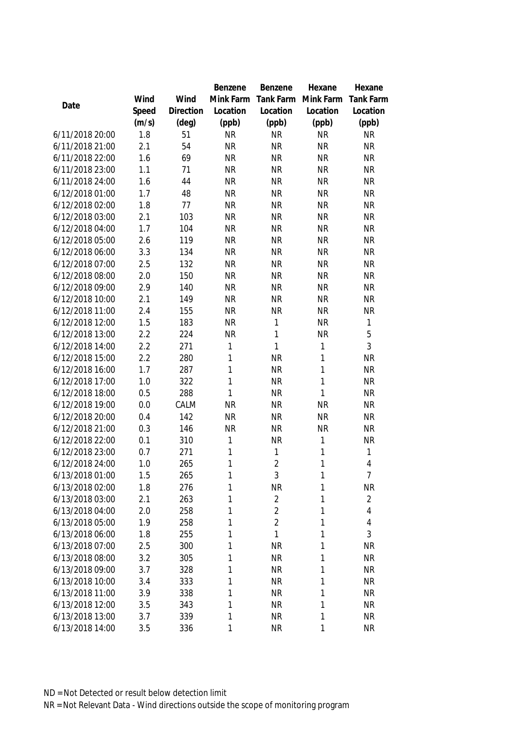| Date | Wind Speed (m/s) | Wind Direction (deg) | Benzene Mink Farm Location (ppb) | Benzene Tank Farm Location (ppb) | Hexane Mink Farm Location (ppb) | Hexane Tank Farm Location (ppb) |
|---|---|---|---|---|---|---|
| 6/11/2018 20:00 | 1.8 | 51 | NR | NR | NR | NR |
| 6/11/2018 21:00 | 2.1 | 54 | NR | NR | NR | NR |
| 6/11/2018 22:00 | 1.6 | 69 | NR | NR | NR | NR |
| 6/11/2018 23:00 | 1.1 | 71 | NR | NR | NR | NR |
| 6/11/2018 24:00 | 1.6 | 44 | NR | NR | NR | NR |
| 6/12/2018 01:00 | 1.7 | 48 | NR | NR | NR | NR |
| 6/12/2018 02:00 | 1.8 | 77 | NR | NR | NR | NR |
| 6/12/2018 03:00 | 2.1 | 103 | NR | NR | NR | NR |
| 6/12/2018 04:00 | 1.7 | 104 | NR | NR | NR | NR |
| 6/12/2018 05:00 | 2.6 | 119 | NR | NR | NR | NR |
| 6/12/2018 06:00 | 3.3 | 134 | NR | NR | NR | NR |
| 6/12/2018 07:00 | 2.5 | 132 | NR | NR | NR | NR |
| 6/12/2018 08:00 | 2.0 | 150 | NR | NR | NR | NR |
| 6/12/2018 09:00 | 2.9 | 140 | NR | NR | NR | NR |
| 6/12/2018 10:00 | 2.1 | 149 | NR | NR | NR | NR |
| 6/12/2018 11:00 | 2.4 | 155 | NR | NR | NR | NR |
| 6/12/2018 12:00 | 1.5 | 183 | NR | 1 | NR | 1 |
| 6/12/2018 13:00 | 2.2 | 224 | NR | 1 | NR | 5 |
| 6/12/2018 14:00 | 2.2 | 271 | 1 | 1 | 1 | 3 |
| 6/12/2018 15:00 | 2.2 | 280 | 1 | NR | 1 | NR |
| 6/12/2018 16:00 | 1.7 | 287 | 1 | NR | 1 | NR |
| 6/12/2018 17:00 | 1.0 | 322 | 1 | NR | 1 | NR |
| 6/12/2018 18:00 | 0.5 | 288 | 1 | NR | 1 | NR |
| 6/12/2018 19:00 | 0.0 | CALM | NR | NR | NR | NR |
| 6/12/2018 20:00 | 0.4 | 142 | NR | NR | NR | NR |
| 6/12/2018 21:00 | 0.3 | 146 | NR | NR | NR | NR |
| 6/12/2018 22:00 | 0.1 | 310 | 1 | NR | 1 | NR |
| 6/12/2018 23:00 | 0.7 | 271 | 1 | 1 | 1 | 1 |
| 6/12/2018 24:00 | 1.0 | 265 | 1 | 2 | 1 | 4 |
| 6/13/2018 01:00 | 1.5 | 265 | 1 | 3 | 1 | 7 |
| 6/13/2018 02:00 | 1.8 | 276 | 1 | NR | 1 | NR |
| 6/13/2018 03:00 | 2.1 | 263 | 1 | 2 | 1 | 2 |
| 6/13/2018 04:00 | 2.0 | 258 | 1 | 2 | 1 | 4 |
| 6/13/2018 05:00 | 1.9 | 258 | 1 | 2 | 1 | 4 |
| 6/13/2018 06:00 | 1.8 | 255 | 1 | 1 | 1 | 3 |
| 6/13/2018 07:00 | 2.5 | 300 | 1 | NR | 1 | NR |
| 6/13/2018 08:00 | 3.2 | 305 | 1 | NR | 1 | NR |
| 6/13/2018 09:00 | 3.7 | 328 | 1 | NR | 1 | NR |
| 6/13/2018 10:00 | 3.4 | 333 | 1 | NR | 1 | NR |
| 6/13/2018 11:00 | 3.9 | 338 | 1 | NR | 1 | NR |
| 6/13/2018 12:00 | 3.5 | 343 | 1 | NR | 1 | NR |
| 6/13/2018 13:00 | 3.7 | 339 | 1 | NR | 1 | NR |
| 6/13/2018 14:00 | 3.5 | 336 | 1 | NR | 1 | NR |

ND = Not Detected or result below detection limit

NR = Not Relevant Data - Wind directions outside the scope of monitoring program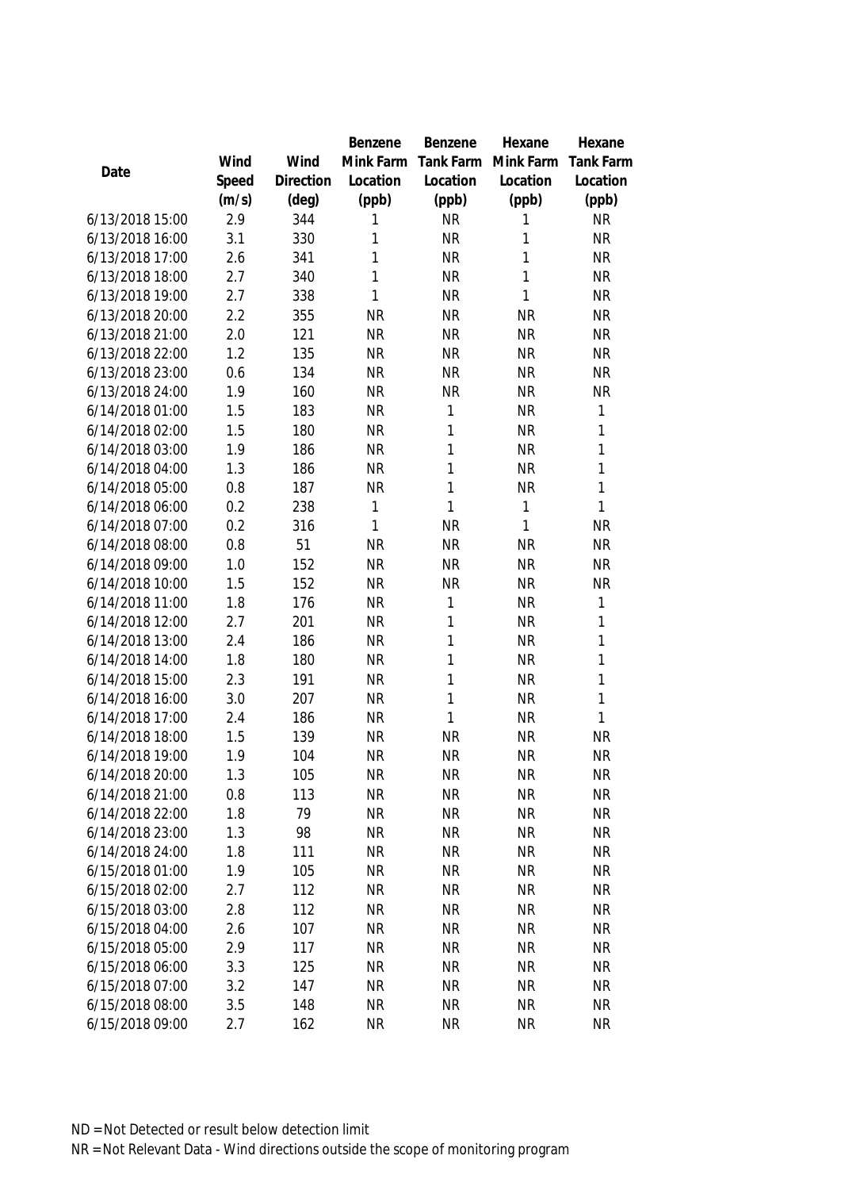| Date | Wind Speed (m/s) | Wind Direction (deg) | Benzene Mink Farm Location (ppb) | Benzene Tank Farm Location (ppb) | Hexane Mink Farm Location (ppb) | Hexane Tank Farm Location (ppb) |
|---|---|---|---|---|---|---|
| 6/13/2018 15:00 | 2.9 | 344 | 1 | NR | 1 | NR |
| 6/13/2018 16:00 | 3.1 | 330 | 1 | NR | 1 | NR |
| 6/13/2018 17:00 | 2.6 | 341 | 1 | NR | 1 | NR |
| 6/13/2018 18:00 | 2.7 | 340 | 1 | NR | 1 | NR |
| 6/13/2018 19:00 | 2.7 | 338 | 1 | NR | 1 | NR |
| 6/13/2018 20:00 | 2.2 | 355 | NR | NR | NR | NR |
| 6/13/2018 21:00 | 2.0 | 121 | NR | NR | NR | NR |
| 6/13/2018 22:00 | 1.2 | 135 | NR | NR | NR | NR |
| 6/13/2018 23:00 | 0.6 | 134 | NR | NR | NR | NR |
| 6/13/2018 24:00 | 1.9 | 160 | NR | NR | NR | NR |
| 6/14/2018 01:00 | 1.5 | 183 | NR | 1 | NR | 1 |
| 6/14/2018 02:00 | 1.5 | 180 | NR | 1 | NR | 1 |
| 6/14/2018 03:00 | 1.9 | 186 | NR | 1 | NR | 1 |
| 6/14/2018 04:00 | 1.3 | 186 | NR | 1 | NR | 1 |
| 6/14/2018 05:00 | 0.8 | 187 | NR | 1 | NR | 1 |
| 6/14/2018 06:00 | 0.2 | 238 | 1 | 1 | 1 | 1 |
| 6/14/2018 07:00 | 0.2 | 316 | 1 | NR | 1 | NR |
| 6/14/2018 08:00 | 0.8 | 51 | NR | NR | NR | NR |
| 6/14/2018 09:00 | 1.0 | 152 | NR | NR | NR | NR |
| 6/14/2018 10:00 | 1.5 | 152 | NR | NR | NR | NR |
| 6/14/2018 11:00 | 1.8 | 176 | NR | 1 | NR | 1 |
| 6/14/2018 12:00 | 2.7 | 201 | NR | 1 | NR | 1 |
| 6/14/2018 13:00 | 2.4 | 186 | NR | 1 | NR | 1 |
| 6/14/2018 14:00 | 1.8 | 180 | NR | 1 | NR | 1 |
| 6/14/2018 15:00 | 2.3 | 191 | NR | 1 | NR | 1 |
| 6/14/2018 16:00 | 3.0 | 207 | NR | 1 | NR | 1 |
| 6/14/2018 17:00 | 2.4 | 186 | NR | 1 | NR | 1 |
| 6/14/2018 18:00 | 1.5 | 139 | NR | NR | NR | NR |
| 6/14/2018 19:00 | 1.9 | 104 | NR | NR | NR | NR |
| 6/14/2018 20:00 | 1.3 | 105 | NR | NR | NR | NR |
| 6/14/2018 21:00 | 0.8 | 113 | NR | NR | NR | NR |
| 6/14/2018 22:00 | 1.8 | 79 | NR | NR | NR | NR |
| 6/14/2018 23:00 | 1.3 | 98 | NR | NR | NR | NR |
| 6/14/2018 24:00 | 1.8 | 111 | NR | NR | NR | NR |
| 6/15/2018 01:00 | 1.9 | 105 | NR | NR | NR | NR |
| 6/15/2018 02:00 | 2.7 | 112 | NR | NR | NR | NR |
| 6/15/2018 03:00 | 2.8 | 112 | NR | NR | NR | NR |
| 6/15/2018 04:00 | 2.6 | 107 | NR | NR | NR | NR |
| 6/15/2018 05:00 | 2.9 | 117 | NR | NR | NR | NR |
| 6/15/2018 06:00 | 3.3 | 125 | NR | NR | NR | NR |
| 6/15/2018 07:00 | 3.2 | 147 | NR | NR | NR | NR |
| 6/15/2018 08:00 | 3.5 | 148 | NR | NR | NR | NR |
| 6/15/2018 09:00 | 2.7 | 162 | NR | NR | NR | NR |

ND = Not Detected or result below detection limit

NR = Not Relevant Data - Wind directions outside the scope of monitoring program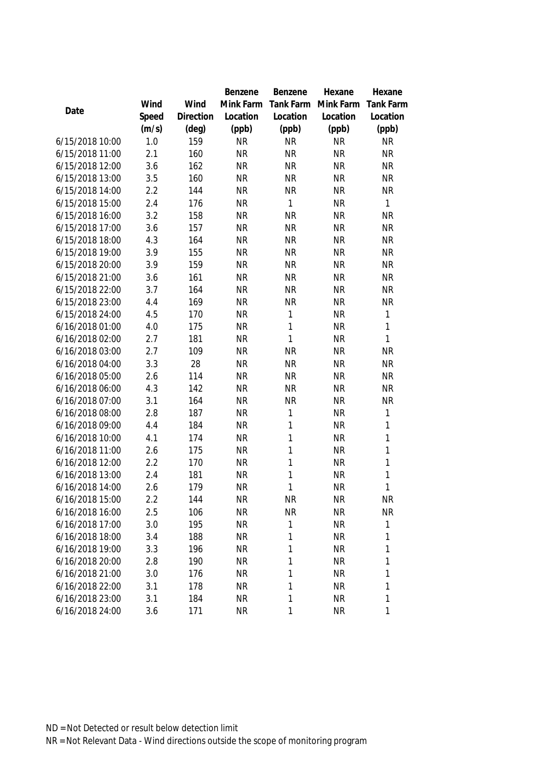| Date | Wind Speed (m/s) | Wind Direction (deg) | Benzene Mink Farm Location (ppb) | Benzene Tank Farm Location (ppb) | Hexane Mink Farm Location (ppb) | Hexane Tank Farm Location (ppb) |
|---|---|---|---|---|---|---|
| 6/15/2018 10:00 | 1.0 | 159 | NR | NR | NR | NR |
| 6/15/2018 11:00 | 2.1 | 160 | NR | NR | NR | NR |
| 6/15/2018 12:00 | 3.6 | 162 | NR | NR | NR | NR |
| 6/15/2018 13:00 | 3.5 | 160 | NR | NR | NR | NR |
| 6/15/2018 14:00 | 2.2 | 144 | NR | NR | NR | NR |
| 6/15/2018 15:00 | 2.4 | 176 | NR | 1 | NR | 1 |
| 6/15/2018 16:00 | 3.2 | 158 | NR | NR | NR | NR |
| 6/15/2018 17:00 | 3.6 | 157 | NR | NR | NR | NR |
| 6/15/2018 18:00 | 4.3 | 164 | NR | NR | NR | NR |
| 6/15/2018 19:00 | 3.9 | 155 | NR | NR | NR | NR |
| 6/15/2018 20:00 | 3.9 | 159 | NR | NR | NR | NR |
| 6/15/2018 21:00 | 3.6 | 161 | NR | NR | NR | NR |
| 6/15/2018 22:00 | 3.7 | 164 | NR | NR | NR | NR |
| 6/15/2018 23:00 | 4.4 | 169 | NR | NR | NR | NR |
| 6/15/2018 24:00 | 4.5 | 170 | NR | 1 | NR | 1 |
| 6/16/2018 01:00 | 4.0 | 175 | NR | 1 | NR | 1 |
| 6/16/2018 02:00 | 2.7 | 181 | NR | 1 | NR | 1 |
| 6/16/2018 03:00 | 2.7 | 109 | NR | NR | NR | NR |
| 6/16/2018 04:00 | 3.3 | 28 | NR | NR | NR | NR |
| 6/16/2018 05:00 | 2.6 | 114 | NR | NR | NR | NR |
| 6/16/2018 06:00 | 4.3 | 142 | NR | NR | NR | NR |
| 6/16/2018 07:00 | 3.1 | 164 | NR | NR | NR | NR |
| 6/16/2018 08:00 | 2.8 | 187 | NR | 1 | NR | 1 |
| 6/16/2018 09:00 | 4.4 | 184 | NR | 1 | NR | 1 |
| 6/16/2018 10:00 | 4.1 | 174 | NR | 1 | NR | 1 |
| 6/16/2018 11:00 | 2.6 | 175 | NR | 1 | NR | 1 |
| 6/16/2018 12:00 | 2.2 | 170 | NR | 1 | NR | 1 |
| 6/16/2018 13:00 | 2.4 | 181 | NR | 1 | NR | 1 |
| 6/16/2018 14:00 | 2.6 | 179 | NR | 1 | NR | 1 |
| 6/16/2018 15:00 | 2.2 | 144 | NR | NR | NR | NR |
| 6/16/2018 16:00 | 2.5 | 106 | NR | NR | NR | NR |
| 6/16/2018 17:00 | 3.0 | 195 | NR | 1 | NR | 1 |
| 6/16/2018 18:00 | 3.4 | 188 | NR | 1 | NR | 1 |
| 6/16/2018 19:00 | 3.3 | 196 | NR | 1 | NR | 1 |
| 6/16/2018 20:00 | 2.8 | 190 | NR | 1 | NR | 1 |
| 6/16/2018 21:00 | 3.0 | 176 | NR | 1 | NR | 1 |
| 6/16/2018 22:00 | 3.1 | 178 | NR | 1 | NR | 1 |
| 6/16/2018 23:00 | 3.1 | 184 | NR | 1 | NR | 1 |
| 6/16/2018 24:00 | 3.6 | 171 | NR | 1 | NR | 1 |

ND = Not Detected or result below detection limit

NR = Not Relevant Data - Wind directions outside the scope of monitoring program